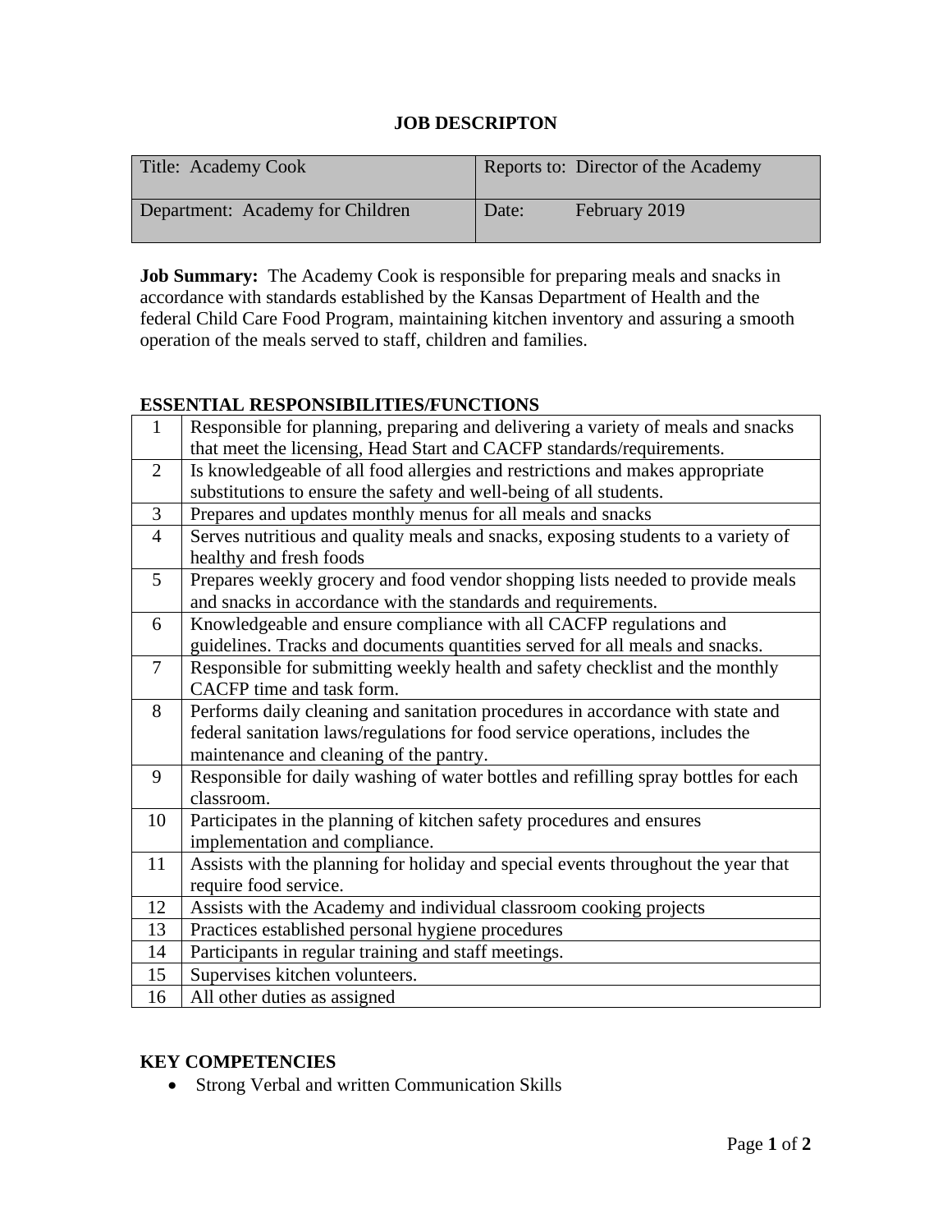# JOB DESCRIPTON

| Title: Academy Cook | Reports to: Director of the Academy |
|---|---|
| Department: Academy for Children | Date: February 2019 |

**Job Summary:** The Academy Cook is responsible for preparing meals and snacks in accordance with standards established by the Kansas Department of Health and the federal Child Care Food Program, maintaining kitchen inventory and assuring a smooth operation of the meals served to staff, children and families.

## ESSENTIAL RESPONSIBILITIES/FUNCTIONS

| | |
|---|---|
| 1 | Responsible for planning, preparing and delivering a variety of meals and snacks that meet the licensing, Head Start and CACFP standards/requirements. |
| 2 | Is knowledgeable of all food allergies and restrictions and makes appropriate substitutions to ensure the safety and well-being of all students. |
| 3 | Prepares and updates monthly menus for all meals and snacks |
| 4 | Serves nutritious and quality meals and snacks, exposing students to a variety of healthy and fresh foods |
| 5 | Prepares weekly grocery and food vendor shopping lists needed to provide meals and snacks in accordance with the standards and requirements. |
| 6 | Knowledgeable and ensure compliance with all CACFP regulations and guidelines. Tracks and documents quantities served for all meals and snacks. |
| 7 | Responsible for submitting weekly health and safety checklist and the monthly CACFP time and task form. |
| 8 | Performs daily cleaning and sanitation procedures in accordance with state and federal sanitation laws/regulations for food service operations, includes the maintenance and cleaning of the pantry. |
| 9 | Responsible for daily washing of water bottles and refilling spray bottles for each classroom. |
| 10 | Participates in the planning of kitchen safety procedures and ensures implementation and compliance. |
| 11 | Assists with the planning for holiday and special events throughout the year that require food service. |
| 12 | Assists with the Academy and individual classroom cooking projects |
| 13 | Practices established personal hygiene procedures |
| 14 | Participants in regular training and staff meetings. |
| 15 | Supervises kitchen volunteers. |
| 16 | All other duties as assigned |

## KEY COMPETENCIES

- Strong Verbal and written Communication Skills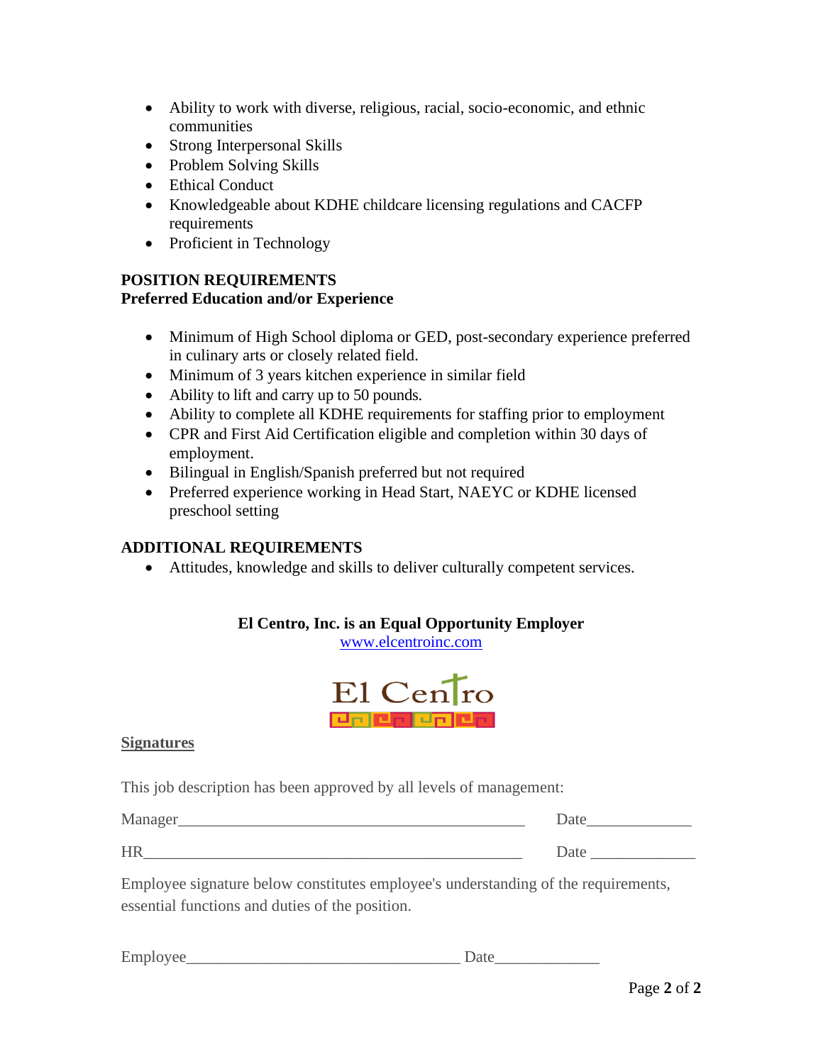- Ability to work with diverse, religious, racial, socio-economic, and ethnic communities
- Strong Interpersonal Skills
- Problem Solving Skills
- Ethical Conduct
- Knowledgeable about KDHE childcare licensing regulations and CACFP requirements
- Proficient in Technology

**POSITION REQUIREMENTS**
**Preferred Education and/or Experience**

- Minimum of High School diploma or GED, post-secondary experience preferred in culinary arts or closely related field.
- Minimum of 3 years kitchen experience in similar field
- Ability to lift and carry up to 50 pounds.
- Ability to complete all KDHE requirements for staffing prior to employment
- CPR and First Aid Certification eligible and completion within 30 days of employment.
- Bilingual in English/Spanish preferred but not required
- Preferred experience working in Head Start, NAEYC or KDHE licensed preschool setting

**ADDITIONAL REQUIREMENTS**

- Attitudes, knowledge and skills to deliver culturally competent services.

**El Centro, Inc. is an Equal Opportunity Employer**

www.elcentroinc.com

El Centro

**Signatures**

This job description has been approved by all levels of management:

Manager_____________________________________________ Date_____________

HR_________________________________________________ Date _____________

Employee signature below constitutes employee's understanding of the requirements, essential functions and duties of the position.

Employee__________________________________ Date_____________